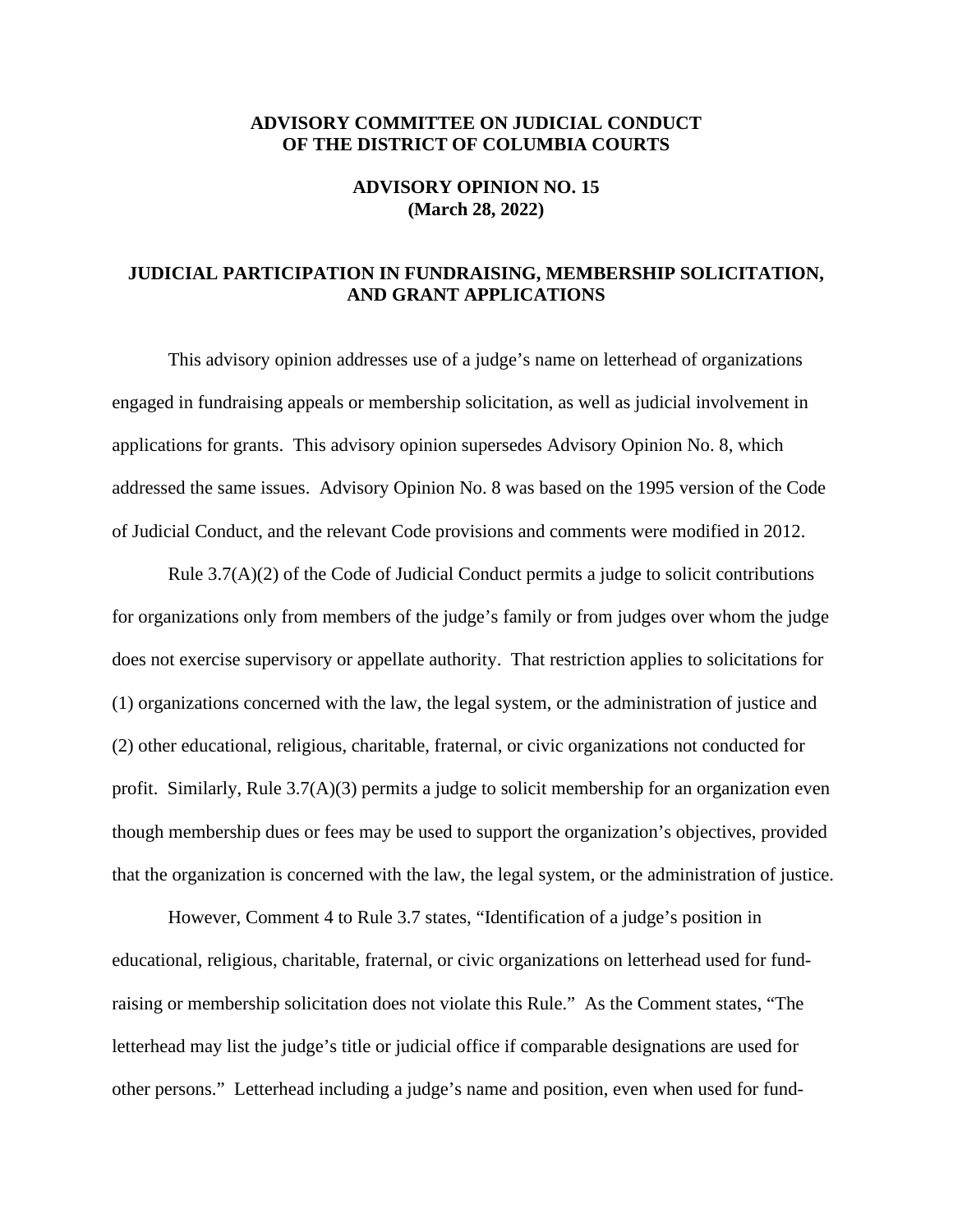**ADVISORY COMMITTEE ON JUDICIAL CONDUCT OF THE DISTRICT OF COLUMBIA COURTS**

**ADVISORY OPINION NO. 15 (March 28, 2022)**

# JUDICIAL PARTICIPATION IN FUNDRAISING, MEMBERSHIP SOLICITATION, AND GRANT APPLICATIONS

This advisory opinion addresses use of a judge's name on letterhead of organizations engaged in fundraising appeals or membership solicitation, as well as judicial involvement in applications for grants. This advisory opinion supersedes Advisory Opinion No. 8, which addressed the same issues. Advisory Opinion No. 8 was based on the 1995 version of the Code of Judicial Conduct, and the relevant Code provisions and comments were modified in 2012.

Rule 3.7(A)(2) of the Code of Judicial Conduct permits a judge to solicit contributions for organizations only from members of the judge's family or from judges over whom the judge does not exercise supervisory or appellate authority. That restriction applies to solicitations for (1) organizations concerned with the law, the legal system, or the administration of justice and (2) other educational, religious, charitable, fraternal, or civic organizations not conducted for profit. Similarly, Rule 3.7(A)(3) permits a judge to solicit membership for an organization even though membership dues or fees may be used to support the organization's objectives, provided that the organization is concerned with the law, the legal system, or the administration of justice.

However, Comment 4 to Rule 3.7 states, "Identification of a judge's position in educational, religious, charitable, fraternal, or civic organizations on letterhead used for fund-raising or membership solicitation does not violate this Rule." As the Comment states, "The letterhead may list the judge's title or judicial office if comparable designations are used for other persons." Letterhead including a judge's name and position, even when used for fund-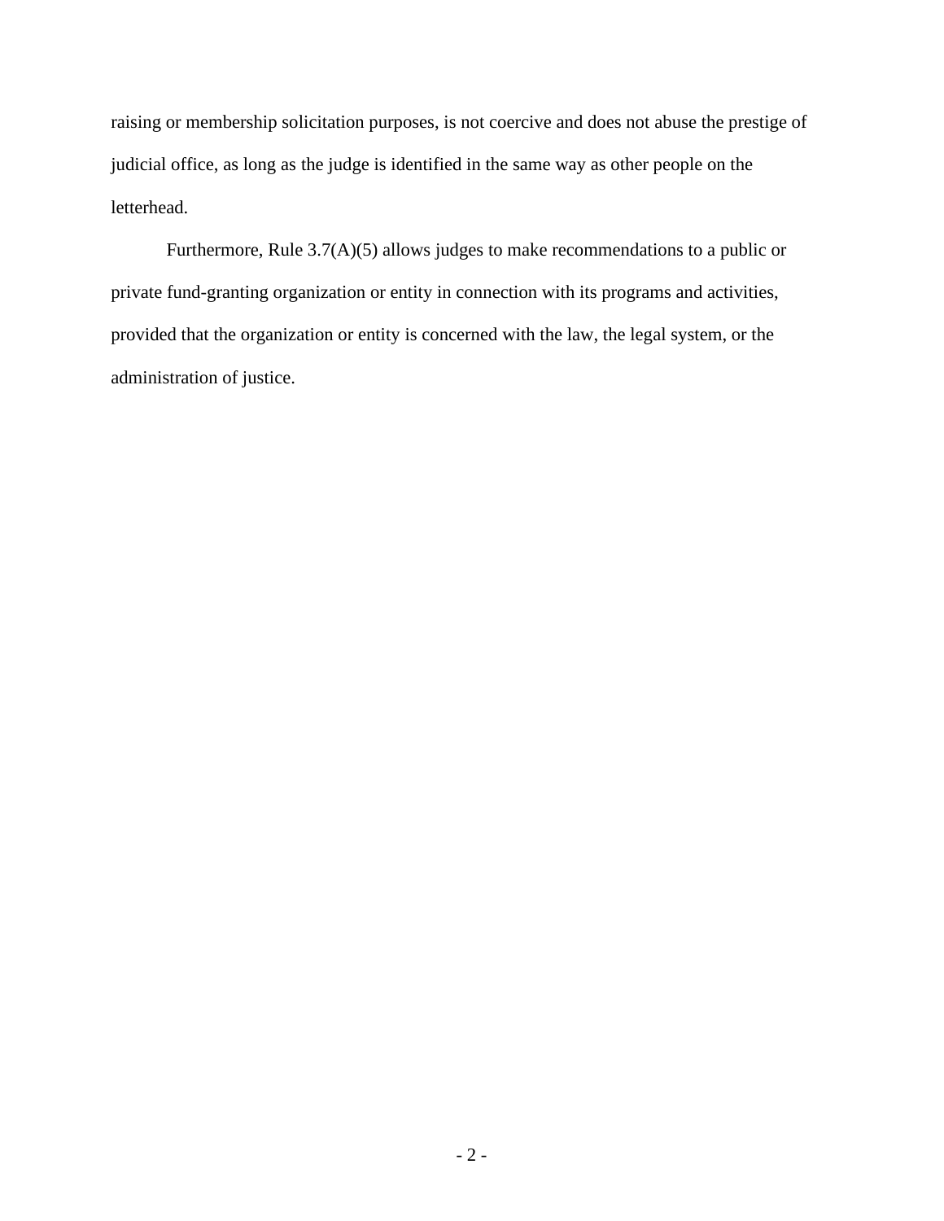raising or membership solicitation purposes, is not coercive and does not abuse the prestige of judicial office, as long as the judge is identified in the same way as other people on the letterhead.

Furthermore, Rule 3.7(A)(5) allows judges to make recommendations to a public or private fund-granting organization or entity in connection with its programs and activities, provided that the organization or entity is concerned with the law, the legal system, or the administration of justice.